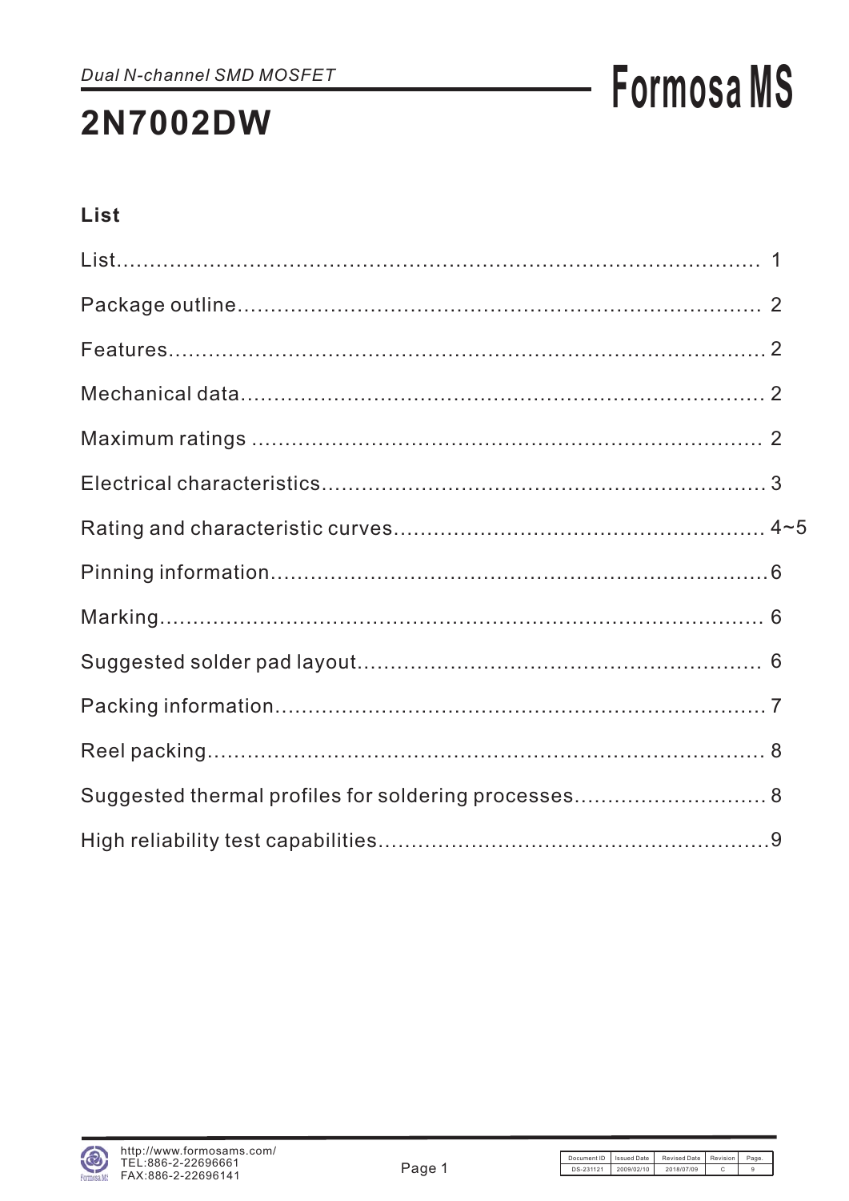*Dual N-channel SMD MOSFET*

# 2N7002DW

## List

List.......................................................................................... 1

Package outline.......................................................................... 2

Features...................................................................................... 2

Mechanical data.......................................................................... 2

Maximum ratings ........................................................................ 2

Electrical characteristics............................................................. 3

Rating and characteristic curves................................................. 4~5

Pinning information..................................................................... 6

Marking........................................................................................ 6

Suggested solder pad layout....................................................... 6

Packing information..................................................................... 7

Reel packing................................................................................ 8

Suggested thermal profiles for soldering processes.................... 8

High reliability test capabilities..................................................... 9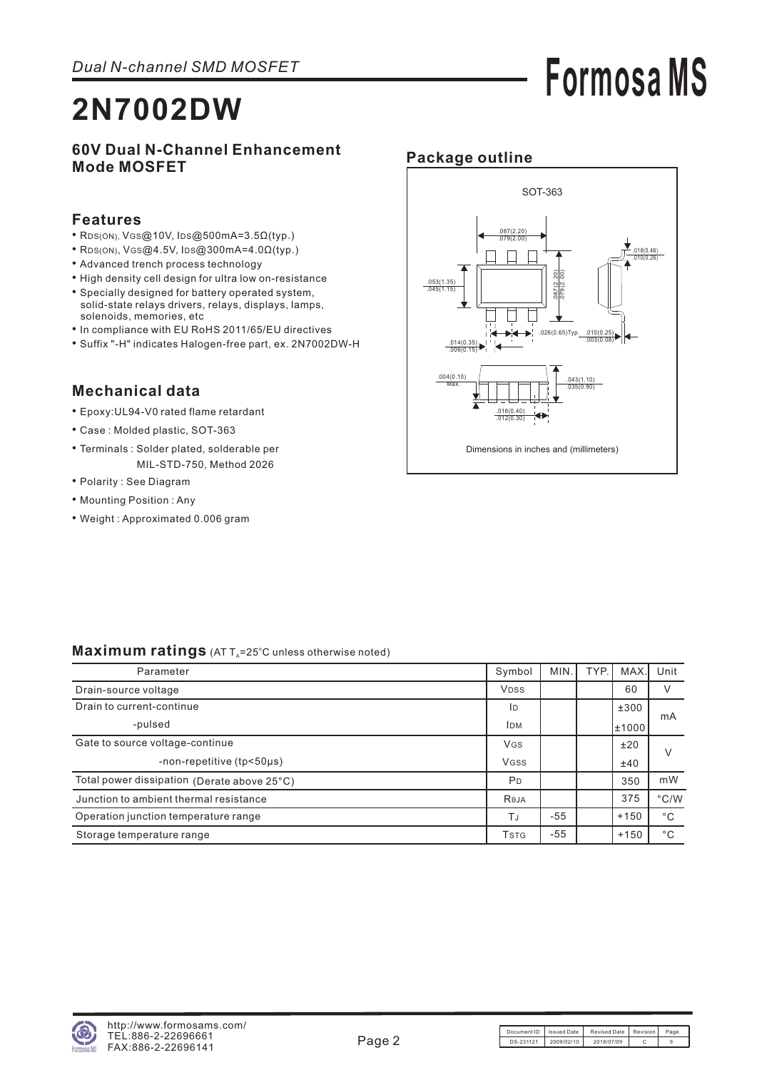*Dual N-channel SMD MOSFET*

# 2N7002DW

**60V Dual N-Channel Enhancement Mode MOSFET**

## Features

- $R_{DS(ON)}$, $V_{GS}$@10V, $I_{DS}$@500mA=3.5Ω(typ.)
- $R_{DS(ON)}$, $V_{GS}$@4.5V, $I_{DS}$@300mA=4.0Ω(typ.)
- Advanced trench process technology
- High density cell design for ultra low on-resistance
- Specially designed for battery operated system, solid-state relays drivers, relays, displays, lamps, solenoids, memories, etc
- In compliance with EU RoHS 2011/65/EU directives
- Suffix "-H" indicates Halogen-free part, ex. 2N7002DW-H

## Mechanical data

- Epoxy:UL94-V0 rated flame retardant
- Case : Molded plastic, SOT-363
- Terminals : Solder plated, solderable per MIL-STD-750, Method 2026
- Polarity : See Diagram
- Mounting Position : Any
- Weight : Approximated 0.006 gram

## Package outline

SOT-363

.087(2.20) / .079(2.00)

.053(1.35) / .045(1.15)

.087(2.20) / .079(2.00)

.018(0.46) / .010(0.26)

.014(0.35) / .006(0.15)

.026(0.65)Typ.

.010(0.25) / .003(0.08)

.004(0.10) Max.

.043(1.10) / .035(0.90)

.016(0.40) / .012(0.30)

Dimensions in inches and (millimeters)

## Maximum ratings (AT $T_A$=25°C unless otherwise noted)

| Parameter | Symbol | MIN. | TYP. | MAX. | Unit |
|---|---|---|---|---|---|
| Drain-source voltage | $V_{DSS}$ | | | 60 | V |
| Drain to current-continue | $I_D$ | | | ±300 | mA |
| -pulsed | $I_{DM}$ | | | ±1000 | mA |
| Gate to source voltage-continue | $V_{GS}$ | | | ±20 | V |
| -non-repetitive (tp<50μs) | $V_{GSS}$ | | | ±40 | V |
| Total power dissipation (Derate above 25°C) | $P_D$ | | | 350 | mW |
| Junction to ambient thermal resistance | $R_{θJA}$ | | | 375 | °C/W |
| Operation junction temperature range | $T_J$ | -55 | | +150 | °C |
| Storage temperature range | $T_{STG}$ | -55 | | +150 | °C |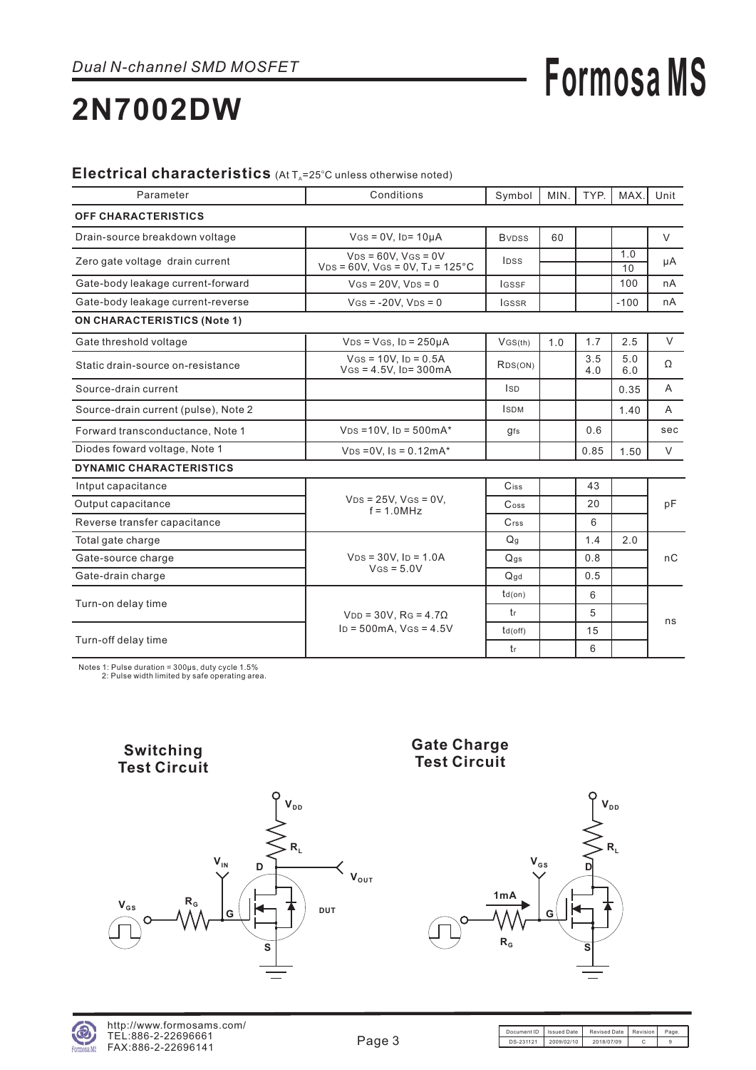*Dual N-channel SMD MOSFET*

# 2N7002DW

## Electrical characteristics (At $T_A$=25°C unless otherwise noted)

| Parameter | Conditions | Symbol | MIN. | TYP. | MAX. | Unit |
|---|---|---|---|---|---|---|
| **OFF CHARACTERISTICS** | | | | | | |
| Drain-source breakdown voltage | $V_{GS}$ = 0V, $I_D$= 10μA | $B_{VDSS}$ | 60 | | | V |
| Zero gate voltage drain current | $V_{DS}$ = 60V, $V_{GS}$ = 0V<br>$V_{DS}$ = 60V, $V_{GS}$ = 0V, $T_J$ = 125°C | $I_{DSS}$ | | | 1.0<br>10 | μA |
| Gate-body leakage current-forward | $V_{GS}$ = 20V, $V_{DS}$ = 0 | $I_{GSSF}$ | | | 100 | nA |
| Gate-body leakage current-reverse | $V_{GS}$ = -20V, $V_{DS}$ = 0 | $I_{GSSR}$ | | | -100 | nA |
| **ON CHARACTERISTICS (Note 1)** | | | | | | |
| Gate threshold voltage | $V_{DS}$ = $V_{GS}$, $I_D$ = 250μA | $V_{GS(th)}$ | 1.0 | 1.7 | 2.5 | V |
| Static drain-source on-resistance | $V_{GS}$ = 10V, $I_D$ = 0.5A<br>$V_{GS}$ = 4.5V, $I_D$= 300mA | $R_{DS(ON)}$ | | 3.5<br>4.0 | 5.0<br>6.0 | Ω |
| Source-drain current | | $I_{SD}$ | | | 0.35 | A |
| Source-drain current (pulse), Note 2 | | $I_{SDM}$ | | | 1.40 | A |
| Forward transconductance, Note 1 | $V_{DS}$ =10V, $I_D$ = 500mA* | $g_{fs}$ | | 0.6 | | sec |
| Diodes foward voltage, Note 1 | $V_{DS}$ =0V, $I_S$ = 0.12mA* | | | 0.85 | 1.50 | V |
| **DYNAMIC CHARACTERISTICS** | | | | | | |
| Intput capacitance | $V_{DS}$ = 25V, $V_{GS}$ = 0V, f = 1.0MHz | $C_{iss}$ | | 43 | | pF |
| Output capacitance | | $C_{oss}$ | | 20 | | |
| Reverse transfer capacitance | | $C_{rss}$ | | 6 | | |
| Total gate charge | $V_{DS}$ = 30V, $I_D$ = 1.0A<br>$V_{GS}$ = 5.0V | $Q_g$ | | 1.4 | 2.0 | nC |
| Gate-source charge | | $Q_{gs}$ | | 0.8 | | |
| Gate-drain charge | | $Q_{gd}$ | | 0.5 | | |
| Turn-on delay time | $V_{DD}$ = 30V, $R_G$ = 4.7Ω<br>$I_D$ = 500mA, $V_{GS}$ = 4.5V | $t_{d(on)}$ | | 6 | | ns |
| | | $t_r$ | | 5 | | |
| Turn-off delay time | | $t_{d(off)}$ | | 15 | | |
| | | $t_r$ | | 6 | | |

Notes 1: Pulse duration = 300μs, duty cycle 1.5%
2: Pulse width limited by safe operating area.

**Switching Test Circuit**

**Gate Charge Test Circuit**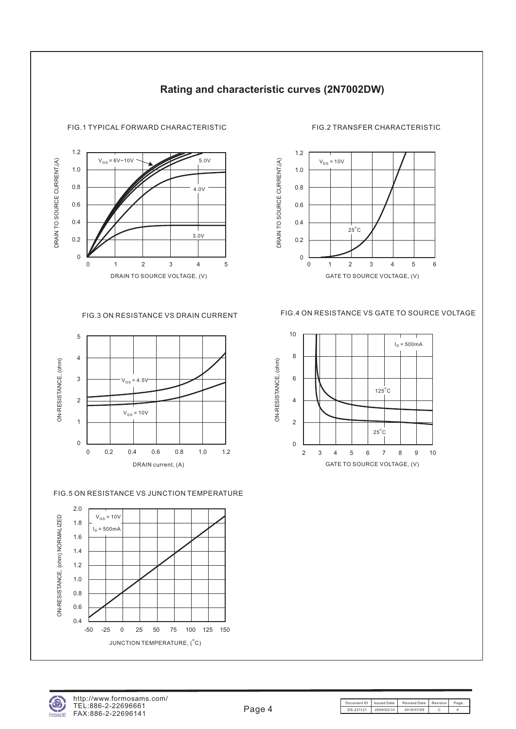## Rating and characteristic curves (2N7002DW)

FIG.1 TYPICAL FORWARD CHARACTERISTIC

FIG.2 TRANSFER CHARACTERISTIC

FIG.3 ON RESISTANCE VS DRAIN CURRENT

FIG.4 ON RESISTANCE VS GATE TO SOURCE VOLTAGE

FIG.5 ON RESISTANCE VS JUNCTION TEMPERATURE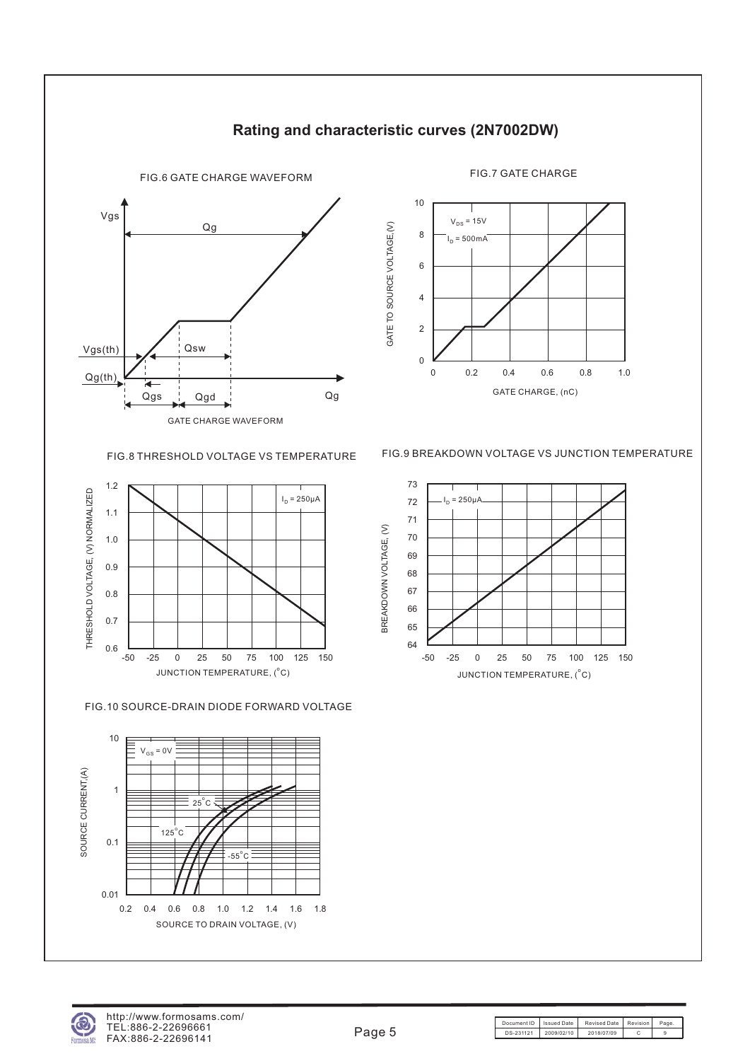## Rating and characteristic curves (2N7002DW)

FIG.6 GATE CHARGE WAVEFORM

Vgs, Qg, Vgs(th), Qsw, Qg(th), Qgs, Qgd, Qg

GATE CHARGE WAVEFORM

FIG.7 GATE CHARGE

$V_{DS}$ = 15V
$I_D$ = 500mA

GATE TO SOURCE VOLTAGE,(V)

GATE CHARGE, (nC)

FIG.8 THRESHOLD VOLTAGE VS TEMPERATURE

$I_D$ = 250μA

THRESHOLD VOLTAGE, (V) NORMALIZED

JUNCTION TEMPERATURE, (°C)

FIG.9 BREAKDOWN VOLTAGE VS JUNCTION TEMPERATURE

$I_D$ = 250μA

BREAKDOWN VOLTAGE, (V)

JUNCTION TEMPERATURE, (°C)

FIG.10 SOURCE-DRAIN DIODE FORWARD VOLTAGE

$V_{GS}$ = 0V

25°C, 125°C, -55°C

SOURCE CURRENT,(A)

SOURCE TO DRAIN VOLTAGE, (V)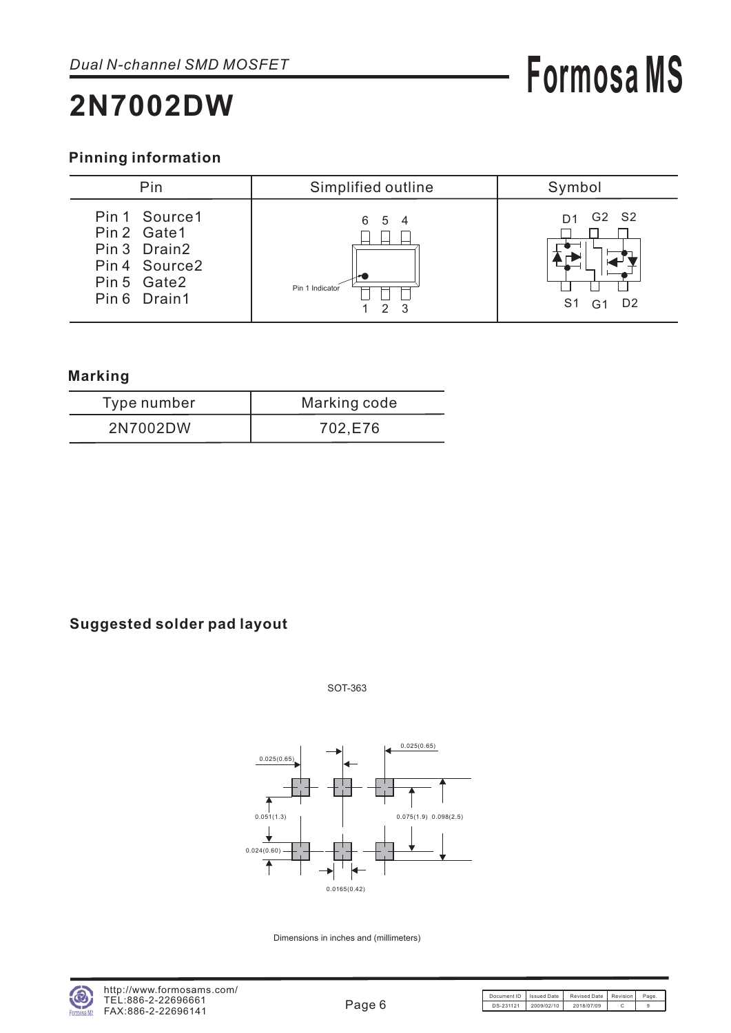*Dual N-channel SMD MOSFET*

# 2N7002DW

## Pinning information

| Pin | Simplified outline | Symbol |
|---|---|---|
| Pin 1 Source1<br>Pin 2 Gate1<br>Pin 3 Drain2<br>Pin 4 Source2<br>Pin 5 Gate2<br>Pin 6 Drain1 | 6 5 4<br>Pin 1 Indicator<br>1 2 3 | D1 G2 S2<br>S1 G1 D2 |

## Marking

| Type number | Marking code |
|---|---|
| 2N7002DW | 702,E76 |

## Suggested solder pad layout

SOT-363

0.025(0.65)
0.025(0.65)
0.051(1.3)
0.075(1.9) 0.098(2.5)
0.024(0.60)
0.0165(0.42)

Dimensions in inches and (millimeters)

| Document ID | Issued Date | Revised Date | Revision | Page. |
|---|---|---|---|---|
| DS-231121 | 2009/02/10 | 2018/07/09 | C | 9 |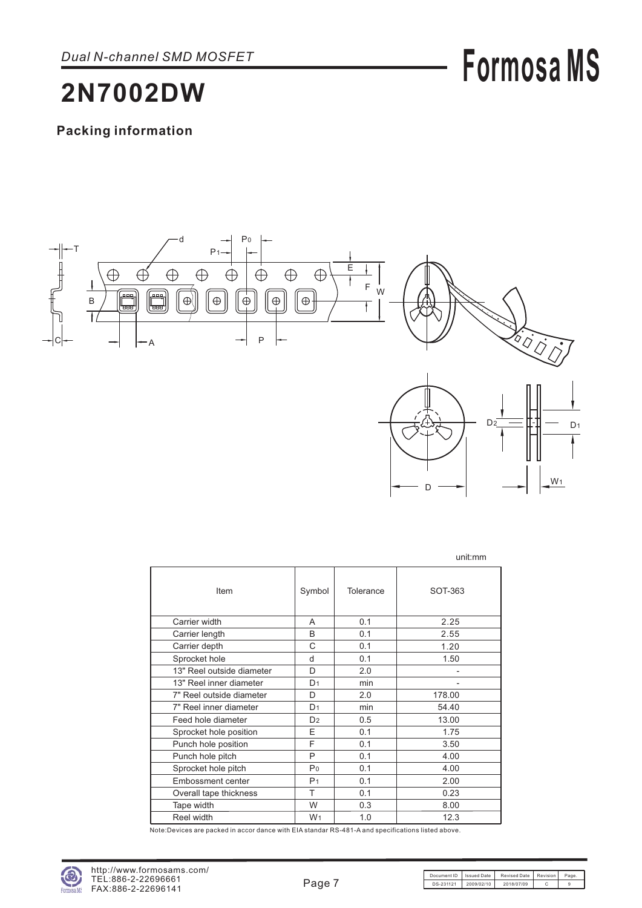*Dual N-channel SMD MOSFET*

# 2N7002DW

## Packing information

unit:mm

| Item | Symbol | Tolerance | SOT-363 |
|---|---|---|---|
| Carrier width | A | 0.1 | 2.25 |
| Carrier length | B | 0.1 | 2.55 |
| Carrier depth | C | 0.1 | 1.20 |
| Sprocket hole | d | 0.1 | 1.50 |
| 13" Reel outside diameter | D | 2.0 | - |
| 13" Reel inner diameter | $D_1$ | min | - |
| 7" Reel outside diameter | D | 2.0 | 178.00 |
| 7" Reel inner diameter | $D_1$ | min | 54.40 |
| Feed hole diameter | $D_2$ | 0.5 | 13.00 |
| Sprocket hole position | E | 0.1 | 1.75 |
| Punch hole position | F | 0.1 | 3.50 |
| Punch hole pitch | P | 0.1 | 4.00 |
| Sprocket hole pitch | $P_0$ | 0.1 | 4.00 |
| Embossment center | $P_1$ | 0.1 | 2.00 |
| Overall tape thickness | T | 0.1 | 0.23 |
| Tape width | W | 0.3 | 8.00 |
| Reel width | $W_1$ | 1.0 | 12.3 |

Note:Devices are packed in accor dance with EIA standar RS-481-A and specifications listed above.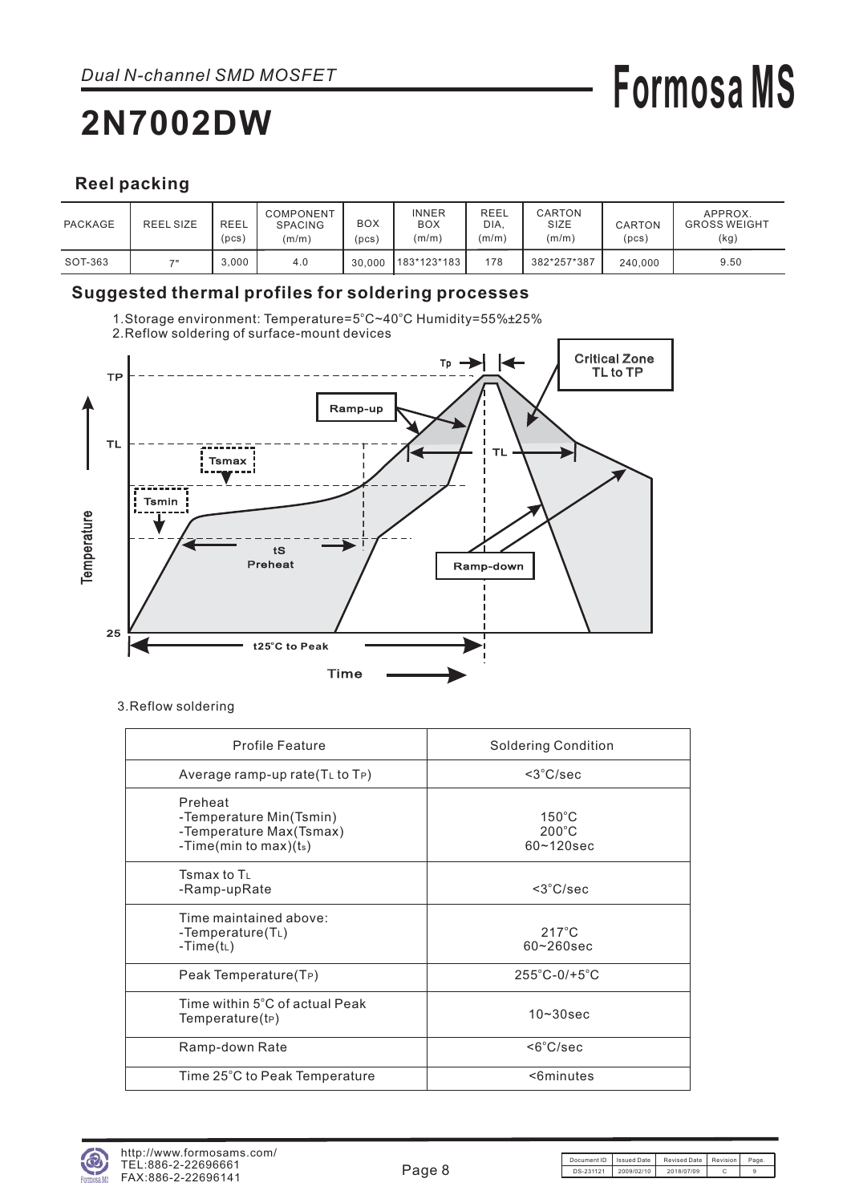*Dual N-channel SMD MOSFET*

# 2N7002DW

## Reel packing

| PACKAGE | REEL SIZE | REEL (pcs) | COMPONENT SPACING (m/m) | BOX (pcs) | INNER BOX (m/m) | REEL DIA. (m/m) | CARTON SIZE (m/m) | CARTON (pcs) | APPROX. GROSS WEIGHT (kg) |
|---|---|---|---|---|---|---|---|---|---|
| SOT-363 | 7" | 3,000 | 4.0 | 30,000 | 183*123*183 | 178 | 382*257*387 | 240,000 | 9.50 |

## Suggested thermal profiles for soldering processes

1.Storage environment: Temperature=5°C~40°C Humidity=55%±25%

2.Reflow soldering of surface-mount devices

3.Reflow soldering

| Profile Feature | Soldering Condition |
|---|---|
| Average ramp-up rate($T_L$ to $T_P$) | <3°C/sec |
| Preheat<br>-Temperature Min(Tsmin)<br>-Temperature Max(Tsmax)<br>-Time(min to max)($t_s$) | 150°C<br>200°C<br>60~120sec |
| Tsmax to $T_L$<br>-Ramp-upRate | <3°C/sec |
| Time maintained above:<br>-Temperature($T_L$)<br>-Time($t_L$) | 217°C<br>60~260sec |
| Peak Temperature($T_P$) | 255°C-0/+5°C |
| Time within 5°C of actual Peak Temperature($t_P$) | 10~30sec |
| Ramp-down Rate | <6°C/sec |
| Time 25°C to Peak Temperature | <6minutes |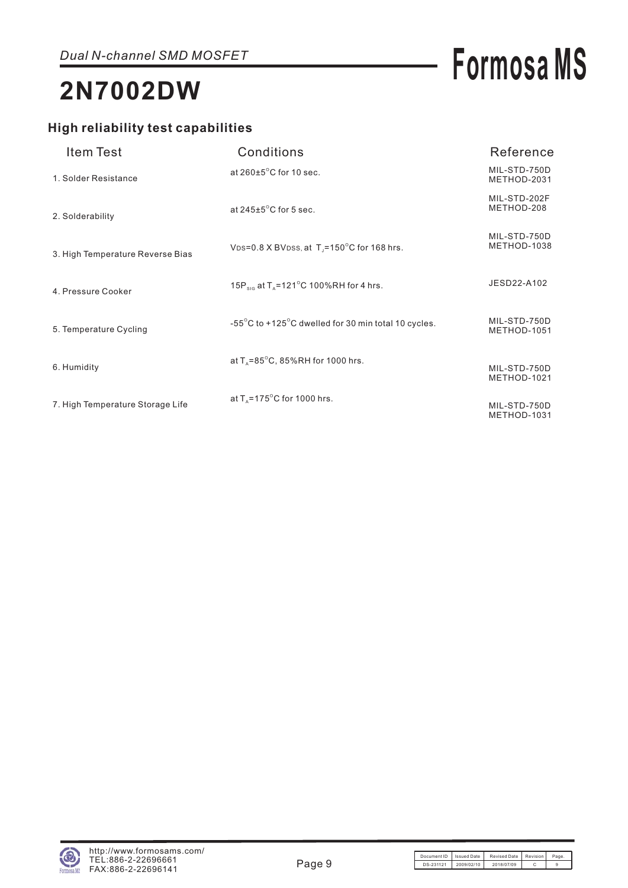## High reliability test capabilities

| Item Test | Conditions | Reference |
|---|---|---|
| 1. Solder Resistance | at 260±5°C for 10 sec. | MIL-STD-750D METHOD-2031 |
| 2. Solderability | at 245±5°C for 5 sec. | MIL-STD-202F METHOD-208 |
| 3. High Temperature Reverse Bias | $V_{DS}$=0.8 X $BV_{DSS}$, at $T_J$=150°C for 168 hrs. | MIL-STD-750D METHOD-1038 |
| 4. Pressure Cooker | 15$P_{SIG}$ at $T_A$=121°C 100%RH for 4 hrs. | JESD22-A102 |
| 5. Temperature Cycling | -55°C to +125°C dwelled for 30 min total 10 cycles. | MIL-STD-750D METHOD-1051 |
| 6. Humidity | at $T_A$=85°C, 85%RH for 1000 hrs. | MIL-STD-750D METHOD-1021 |
| 7. High Temperature Storage Life | at $T_A$=175°C for 1000 hrs. | MIL-STD-750D METHOD-1031 |